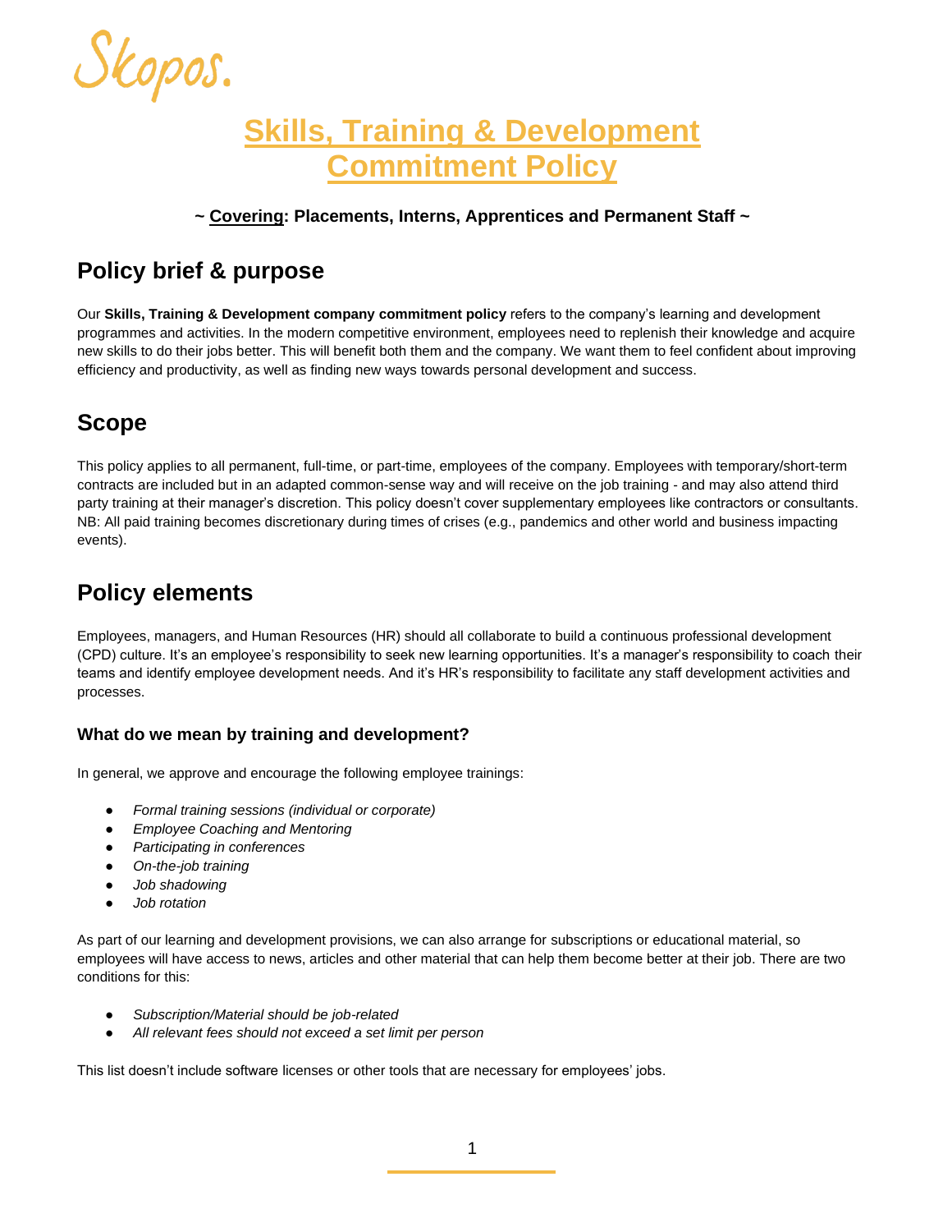Skopos.

# Skills, Training & Development Commitment Policy

**~ Covering: Placements, Interns, Apprentices and Permanent Staff ~**

## Policy brief & purpose

Our **Skills, Training & Development company commitment policy** refers to the company's learning and development programmes and activities. In the modern competitive environment, employees need to replenish their knowledge and acquire new skills to do their jobs better. This will benefit both them and the company. We want them to feel confident about improving efficiency and productivity, as well as finding new ways towards personal development and success.

## Scope

This policy applies to all permanent, full-time, or part-time, employees of the company. Employees with temporary/short-term contracts are included but in an adapted common-sense way and will receive on the job training - and may also attend third party training at their manager's discretion. This policy doesn't cover supplementary employees like contractors or consultants. NB: All paid training becomes discretionary during times of crises (e.g., pandemics and other world and business impacting events).

## Policy elements

Employees, managers, and Human Resources (HR) should all collaborate to build a continuous professional development (CPD) culture. It's an employee's responsibility to seek new learning opportunities. It's a manager's responsibility to coach their teams and identify employee development needs. And it's HR's responsibility to facilitate any staff development activities and processes.

### What do we mean by training and development?

In general, we approve and encourage the following employee trainings:

- *Formal training sessions (individual or corporate)*
- *Employee Coaching and Mentoring*
- *Participating in conferences*
- *On-the-job training*
- *Job shadowing*
- *Job rotation*

As part of our learning and development provisions, we can also arrange for subscriptions or educational material, so employees will have access to news, articles and other material that can help them become better at their job. There are two conditions for this:

- *Subscription/Material should be job-related*
- *All relevant fees should not exceed a set limit per person*

This list doesn't include software licenses or other tools that are necessary for employees' jobs.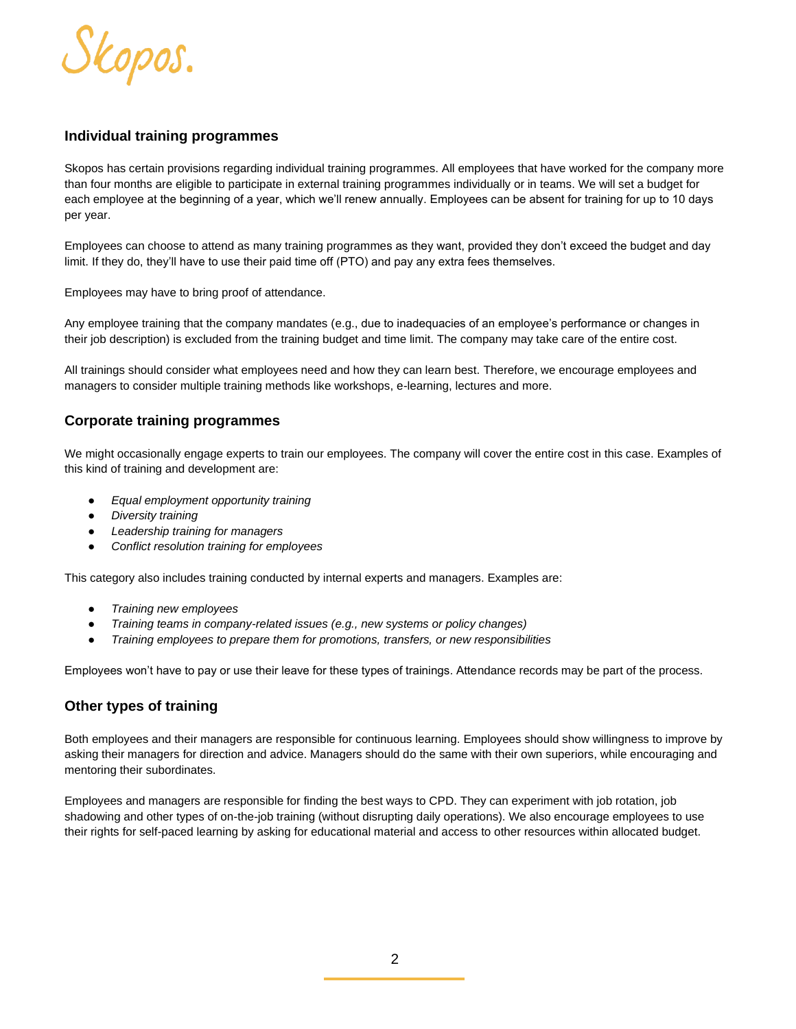## Individual training programmes

Skopos has certain provisions regarding individual training programmes. All employees that have worked for the company more than four months are eligible to participate in external training programmes individually or in teams. We will set a budget for each employee at the beginning of a year, which we'll renew annually. Employees can be absent for training for up to 10 days per year.

Employees can choose to attend as many training programmes as they want, provided they don't exceed the budget and day limit. If they do, they'll have to use their paid time off (PTO) and pay any extra fees themselves.

Employees may have to bring proof of attendance.

Any employee training that the company mandates (e.g., due to inadequacies of an employee's performance or changes in their job description) is excluded from the training budget and time limit. The company may take care of the entire cost.

All trainings should consider what employees need and how they can learn best. Therefore, we encourage employees and managers to consider multiple training methods like workshops, e-learning, lectures and more.

## Corporate training programmes

We might occasionally engage experts to train our employees. The company will cover the entire cost in this case. Examples of this kind of training and development are:

- *Equal employment opportunity training*
- *Diversity training*
- *Leadership training for managers*
- *Conflict resolution training for employees*

This category also includes training conducted by internal experts and managers. Examples are:

- *Training new employees*
- *Training teams in company-related issues (e.g., new systems or policy changes)*
- *Training employees to prepare them for promotions, transfers, or new responsibilities*

Employees won't have to pay or use their leave for these types of trainings. Attendance records may be part of the process.

## Other types of training

Both employees and their managers are responsible for continuous learning. Employees should show willingness to improve by asking their managers for direction and advice. Managers should do the same with their own superiors, while encouraging and mentoring their subordinates.

Employees and managers are responsible for finding the best ways to CPD. They can experiment with job rotation, job shadowing and other types of on-the-job training (without disrupting daily operations). We also encourage employees to use their rights for self-paced learning by asking for educational material and access to other resources within allocated budget.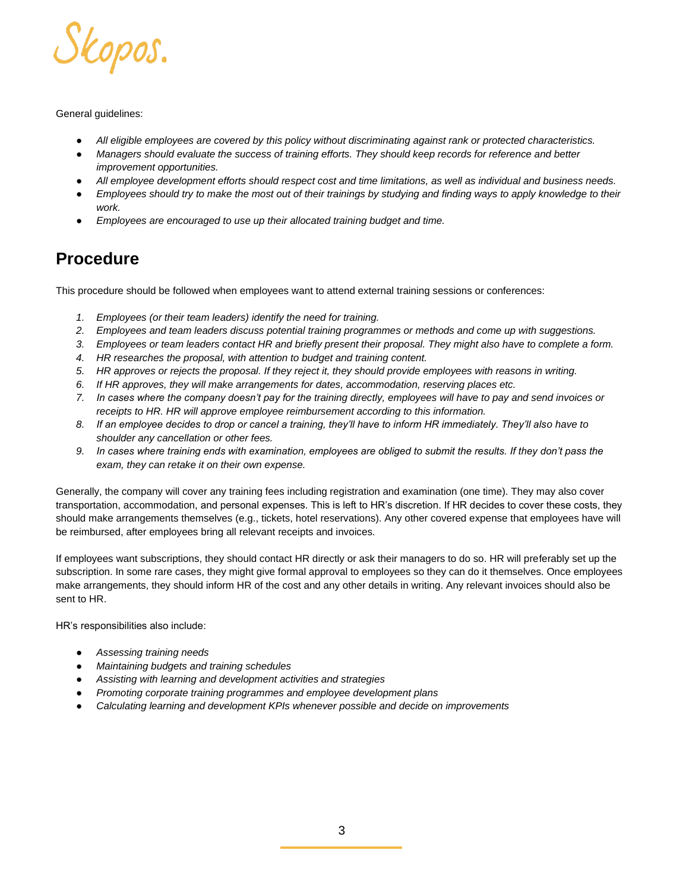General guidelines:

- *All eligible employees are covered by this policy without discriminating against rank or protected characteristics.*
- *Managers should evaluate the success of training efforts. They should keep records for reference and better improvement opportunities.*
- *All employee development efforts should respect cost and time limitations, as well as individual and business needs.*
- *Employees should try to make the most out of their trainings by studying and finding ways to apply knowledge to their work.*
- *Employees are encouraged to use up their allocated training budget and time.*

## Procedure

This procedure should be followed when employees want to attend external training sessions or conferences:

1. *Employees (or their team leaders) identify the need for training.*
2. *Employees and team leaders discuss potential training programmes or methods and come up with suggestions.*
3. *Employees or team leaders contact HR and briefly present their proposal. They might also have to complete a form.*
4. *HR researches the proposal, with attention to budget and training content.*
5. *HR approves or rejects the proposal. If they reject it, they should provide employees with reasons in writing.*
6. *If HR approves, they will make arrangements for dates, accommodation, reserving places etc.*
7. *In cases where the company doesn't pay for the training directly, employees will have to pay and send invoices or receipts to HR. HR will approve employee reimbursement according to this information.*
8. *If an employee decides to drop or cancel a training, they'll have to inform HR immediately. They'll also have to shoulder any cancellation or other fees.*
9. *In cases where training ends with examination, employees are obliged to submit the results. If they don't pass the exam, they can retake it on their own expense.*

Generally, the company will cover any training fees including registration and examination (one time). They may also cover transportation, accommodation, and personal expenses. This is left to HR's discretion. If HR decides to cover these costs, they should make arrangements themselves (e.g., tickets, hotel reservations). Any other covered expense that employees have will be reimbursed, after employees bring all relevant receipts and invoices.

If employees want subscriptions, they should contact HR directly or ask their managers to do so. HR will preferably set up the subscription. In some rare cases, they might give formal approval to employees so they can do it themselves. Once employees make arrangements, they should inform HR of the cost and any other details in writing. Any relevant invoices should also be sent to HR.

HR's responsibilities also include:

- *Assessing training needs*
- *Maintaining budgets and training schedules*
- *Assisting with learning and development activities and strategies*
- *Promoting corporate training programmes and employee development plans*
- *Calculating learning and development KPIs whenever possible and decide on improvements*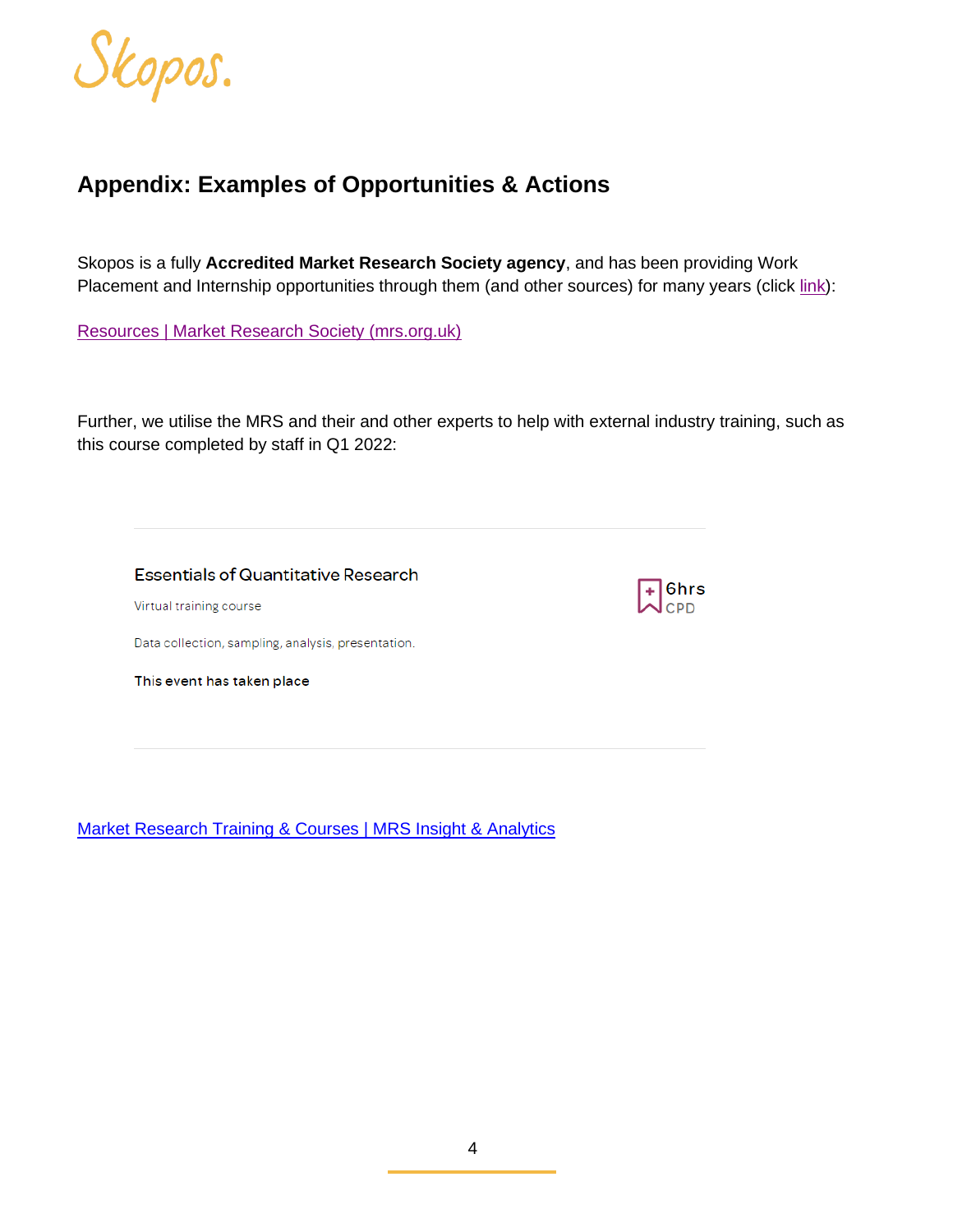## Appendix: Examples of Opportunities & Actions

Skopos is a fully **Accredited Market Research Society agency**, and has been providing Work Placement and Internship opportunities through them (and other sources) for many years (click link):

Resources | Market Research Society (mrs.org.uk)

Further, we utilise the MRS and their and other experts to help with external industry training, such as this course completed by staff in Q1 2022:

Essentials of Quantitative Research

Virtual training course

6hrs CPD

Data collection, sampling, analysis, presentation.

This event has taken place

Market Research Training & Courses | MRS Insight & Analytics